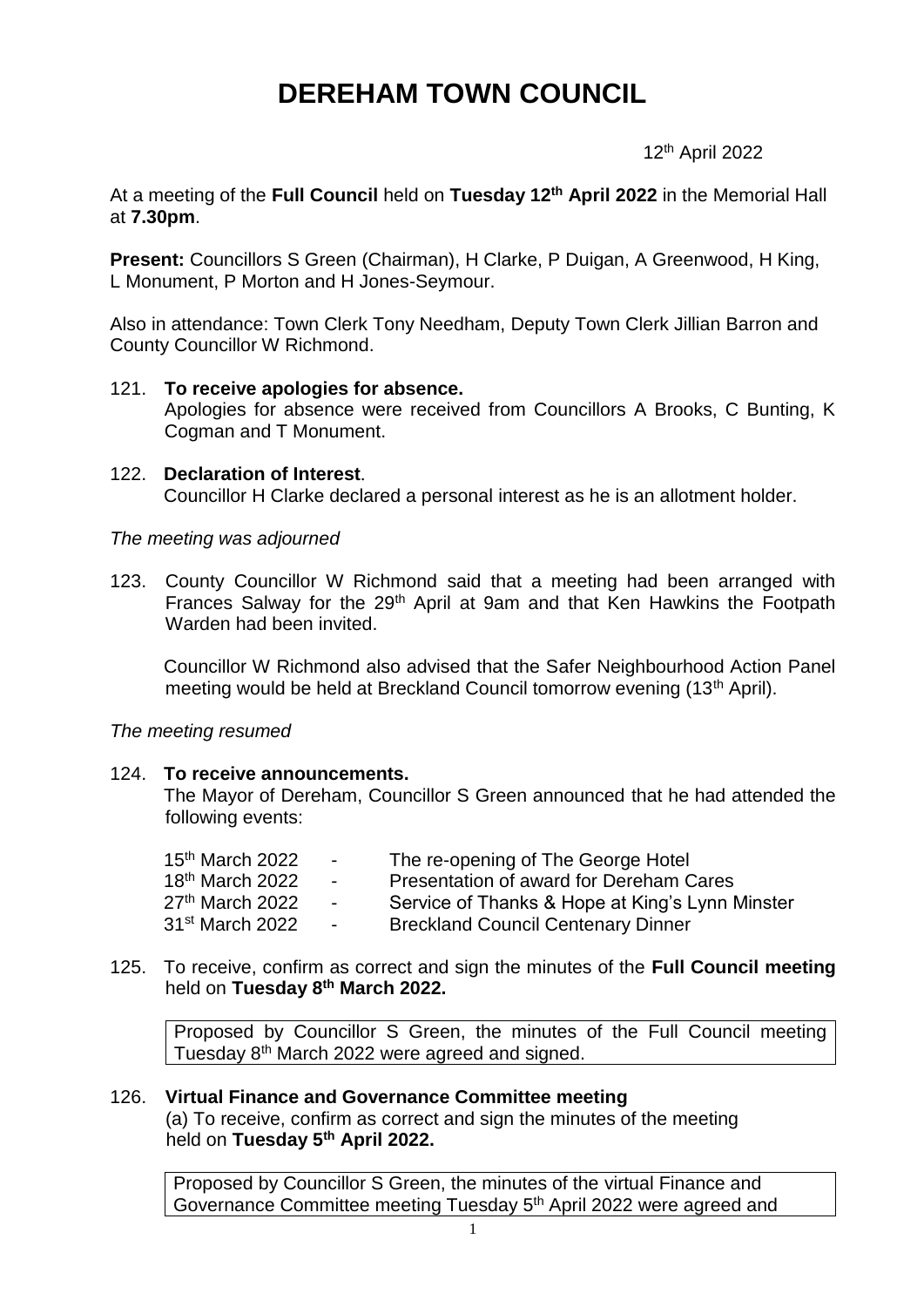# DEREHAM TOWN COUNCIL

12th April 2022

At a meeting of the **Full Council** held on **Tuesday 12th April 2022** in the Memorial Hall at **7.30pm**.

**Present:** Councillors S Green (Chairman), H Clarke, P Duigan, A Greenwood, H King, L Monument, P Morton and H Jones-Seymour.

Also in attendance: Town Clerk Tony Needham, Deputy Town Clerk Jillian Barron and County Councillor W Richmond.

121. **To receive apologies for absence.**
Apologies for absence were received from Councillors A Brooks, C Bunting, K Cogman and T Monument.

122. **Declaration of Interest**.
Councillor H Clarke declared a personal interest as he is an allotment holder.

*The meeting was adjourned*

123. County Councillor W Richmond said that a meeting had been arranged with Frances Salway for the 29th April at 9am and that Ken Hawkins the Footpath Warden had been invited.

Councillor W Richmond also advised that the Safer Neighbourhood Action Panel meeting would be held at Breckland Council tomorrow evening (13th April).

*The meeting resumed*

124. **To receive announcements.**
The Mayor of Dereham, Councillor S Green announced that he had attended the following events:

| | | |
|---|---|---|
| 15th March 2022 | - | The re-opening of The George Hotel |
| 18th March 2022 | - | Presentation of award for Dereham Cares |
| 27th March 2022 | - | Service of Thanks & Hope at King's Lynn Minster |
| 31st March 2022 | - | Breckland Council Centenary Dinner |

125. To receive, confirm as correct and sign the minutes of the **Full Council meeting** held on **Tuesday 8th March 2022.**

Proposed by Councillor S Green, the minutes of the Full Council meeting Tuesday 8th March 2022 were agreed and signed.

126. **Virtual Finance and Governance Committee meeting**
(a) To receive, confirm as correct and sign the minutes of the meeting held on **Tuesday 5th April 2022.**

Proposed by Councillor S Green, the minutes of the virtual Finance and Governance Committee meeting Tuesday 5th April 2022 were agreed and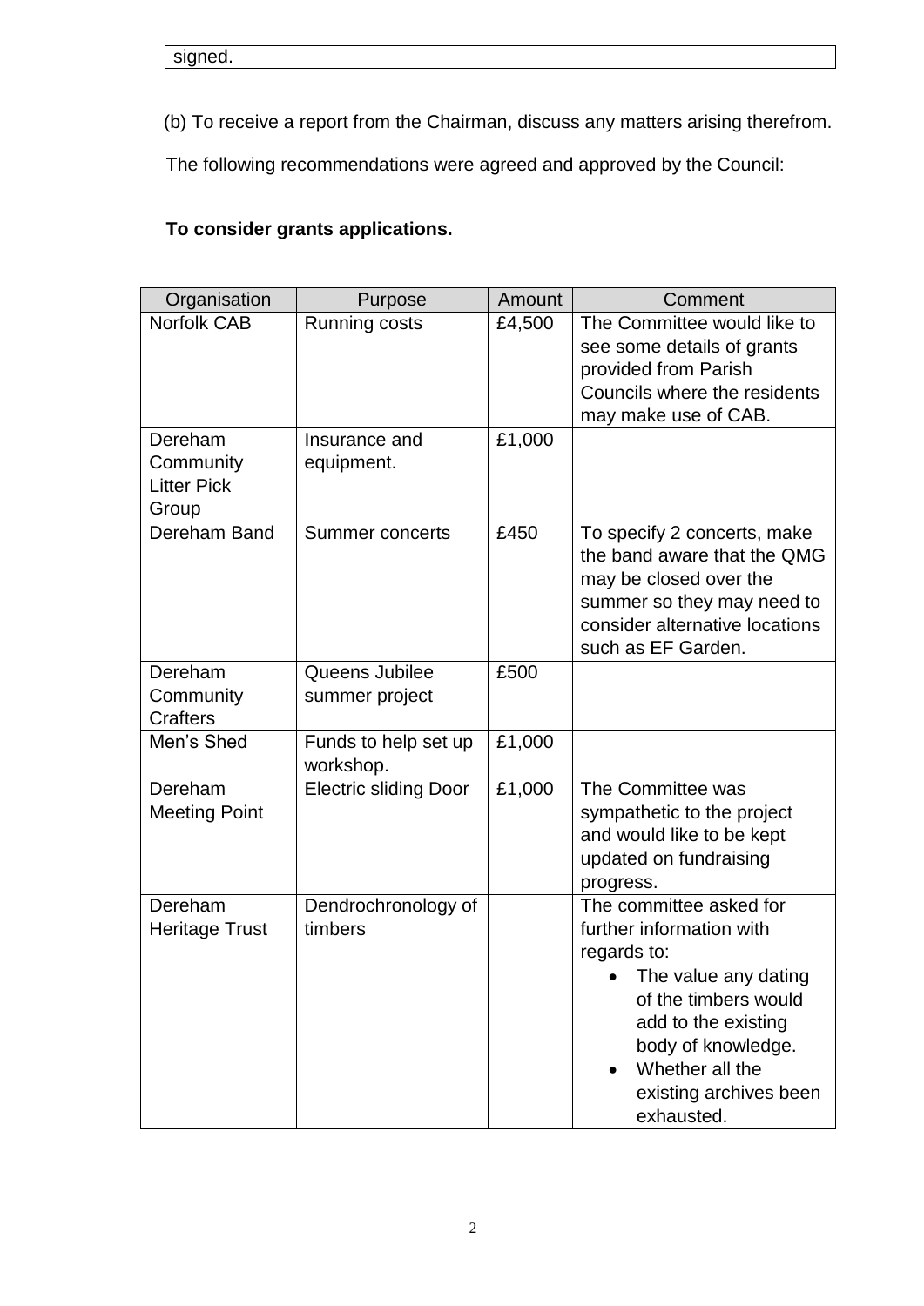signed.

(b) To receive a report from the Chairman, discuss any matters arising therefrom.

The following recommendations were agreed and approved by the Council:

**To consider grants applications.**

| Organisation | Purpose | Amount | Comment |
|---|---|---|---|
| Norfolk CAB | Running costs | £4,500 | The Committee would like to see some details of grants provided from Parish Councils where the residents may make use of CAB. |
| Dereham Community Litter Pick Group | Insurance and equipment. | £1,000 | |
| Dereham Band | Summer concerts | £450 | To specify 2 concerts, make the band aware that the QMG may be closed over the summer so they may need to consider alternative locations such as EF Garden. |
| Dereham Community Crafters | Queens Jubilee summer project | £500 | |
| Men's Shed | Funds to help set up workshop. | £1,000 | |
| Dereham Meeting Point | Electric sliding Door | £1,000 | The Committee was sympathetic to the project and would like to be kept updated on fundraising progress. |
| Dereham Heritage Trust | Dendrochronology of timbers | | The committee asked for further information with regards to: <br>• The value any dating of the timbers would add to the existing body of knowledge. <br>• Whether all the existing archives been exhausted. |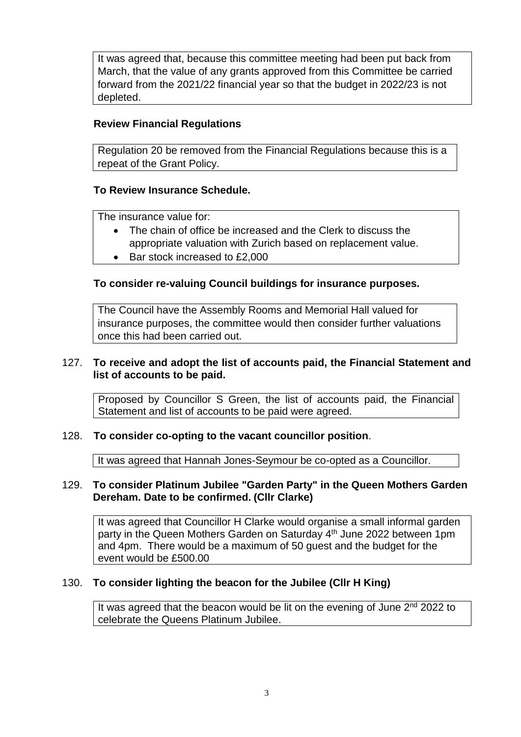It was agreed that, because this committee meeting had been put back from March, that the value of any grants approved from this Committee be carried forward from the 2021/22 financial year so that the budget in 2022/23 is not depleted.

**Review Financial Regulations**

Regulation 20 be removed from the Financial Regulations because this is a repeat of the Grant Policy.

**To Review Insurance Schedule.**

The insurance value for:

- The chain of office be increased and the Clerk to discuss the appropriate valuation with Zurich based on replacement value.
- Bar stock increased to £2,000

**To consider re-valuing Council buildings for insurance purposes.**

The Council have the Assembly Rooms and Memorial Hall valued for insurance purposes, the committee would then consider further valuations once this had been carried out.

127. **To receive and adopt the list of accounts paid, the Financial Statement and list of accounts to be paid.**

Proposed by Councillor S Green, the list of accounts paid, the Financial Statement and list of accounts to be paid were agreed.

128. **To consider co-opting to the vacant councillor position**.

It was agreed that Hannah Jones-Seymour be co-opted as a Councillor.

129. **To consider Platinum Jubilee "Garden Party" in the Queen Mothers Garden Dereham. Date to be confirmed. (Cllr Clarke)**

It was agreed that Councillor H Clarke would organise a small informal garden party in the Queen Mothers Garden on Saturday 4th June 2022 between 1pm and 4pm. There would be a maximum of 50 guest and the budget for the event would be £500.00

130. **To consider lighting the beacon for the Jubilee (Cllr H King)**

It was agreed that the beacon would be lit on the evening of June 2nd 2022 to celebrate the Queens Platinum Jubilee.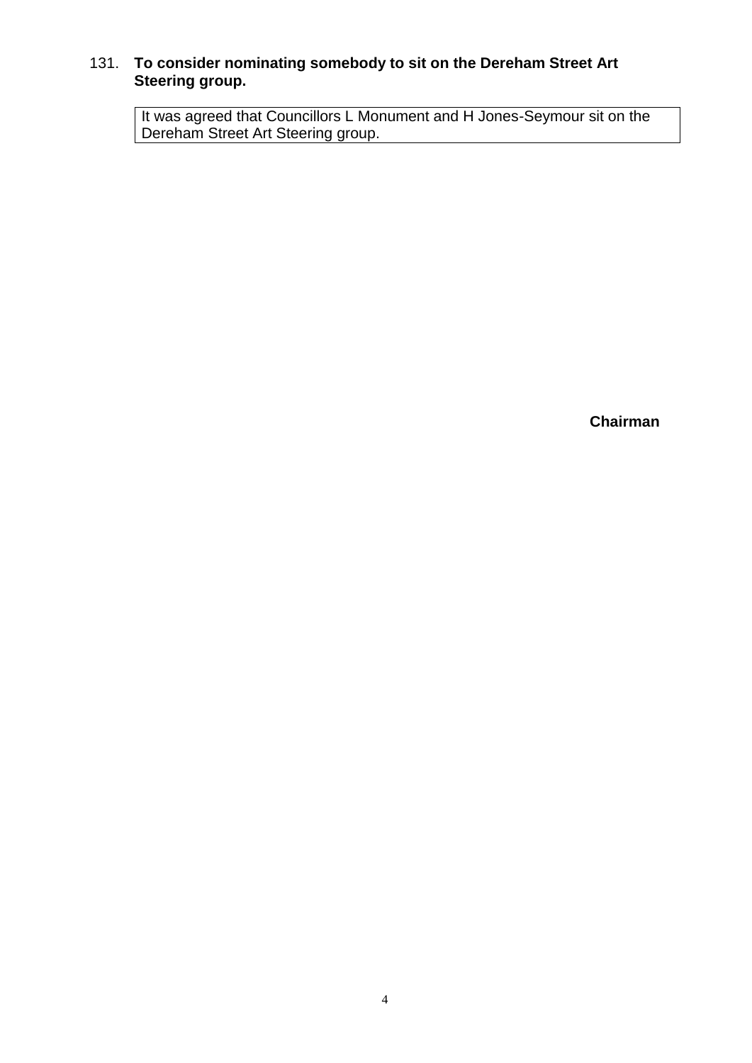131. **To consider nominating somebody to sit on the Dereham Street Art Steering group.**

| |
|---|
| It was agreed that Councillors L Monument and H Jones-Seymour sit on the Dereham Street Art Steering group. |

**Chairman**